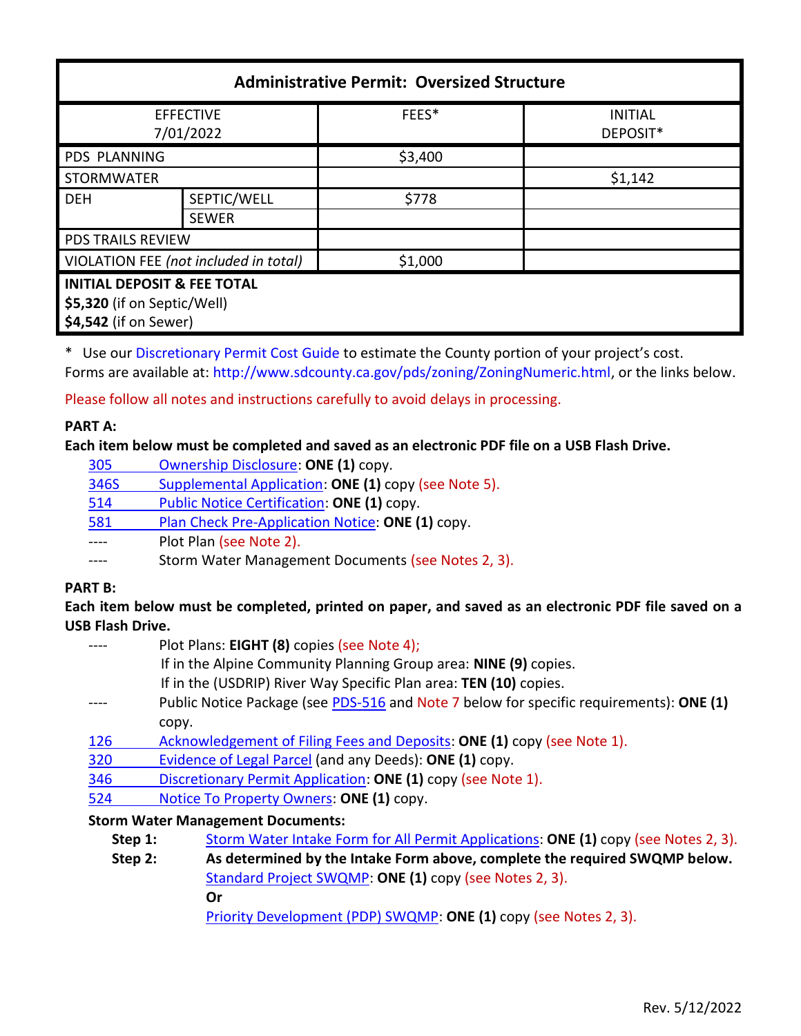| Administrative Permit: Oversized Structure | | | |
|---|---|---|---|
| EFFECTIVE 7/01/2022 | | FEES* | INITIAL DEPOSIT* |
| PDS PLANNING | | $3,400 | |
| STORMWATER | | | $1,142 |
| DEH | SEPTIC/WELL | $778 | |
| | SEWER | | |
| PDS TRAILS REVIEW | | | |
| VIOLATION FEE *(not included in total)* | | $1,000 | |
| **INITIAL DEPOSIT & FEE TOTAL**<br>**$5,320** (if on Septic/Well)<br>**$4,542** (if on Sewer) | | | |

\* Use our Discretionary Permit Cost Guide to estimate the County portion of your project's cost.
Forms are available at: http://www.sdcounty.ca.gov/pds/zoning/ZoningNumeric.html, or the links below.

Please follow all notes and instructions carefully to avoid delays in processing.

**PART A:**

**Each item below must be completed and saved as an electronic PDF file on a USB Flash Drive.**

- 305 Ownership Disclosure: **ONE (1)** copy.
- 346S Supplemental Application: **ONE (1)** copy (see Note 5).
- 514 Public Notice Certification: **ONE (1)** copy.
- 581 Plan Check Pre-Application Notice: **ONE (1)** copy.
- ---- Plot Plan (see Note 2).
- ---- Storm Water Management Documents (see Notes 2, 3).

**PART B:**

**Each item below must be completed, printed on paper, and saved as an electronic PDF file saved on a USB Flash Drive.**

- ---- Plot Plans: **EIGHT (8)** copies (see Note 4);
  If in the Alpine Community Planning Group area: **NINE (9)** copies.
  If in the (USDRIP) River Way Specific Plan area: **TEN (10)** copies.
- ---- Public Notice Package (see PDS-516 and Note 7 below for specific requirements): **ONE (1)** copy.
- 126 Acknowledgement of Filing Fees and Deposits: **ONE (1)** copy (see Note 1).
- 320 Evidence of Legal Parcel (and any Deeds): **ONE (1)** copy.
- 346 Discretionary Permit Application: **ONE (1)** copy (see Note 1).
- 524 Notice To Property Owners: **ONE (1)** copy.

**Storm Water Management Documents:**

**Step 1:** Storm Water Intake Form for All Permit Applications: **ONE (1)** copy (see Notes 2, 3).

**Step 2:** **As determined by the Intake Form above, complete the required SWQMP below.**
Standard Project SWQMP: **ONE (1)** copy (see Notes 2, 3).
**Or**
Priority Development (PDP) SWQMP: **ONE (1)** copy (see Notes 2, 3).

Rev. 5/12/2022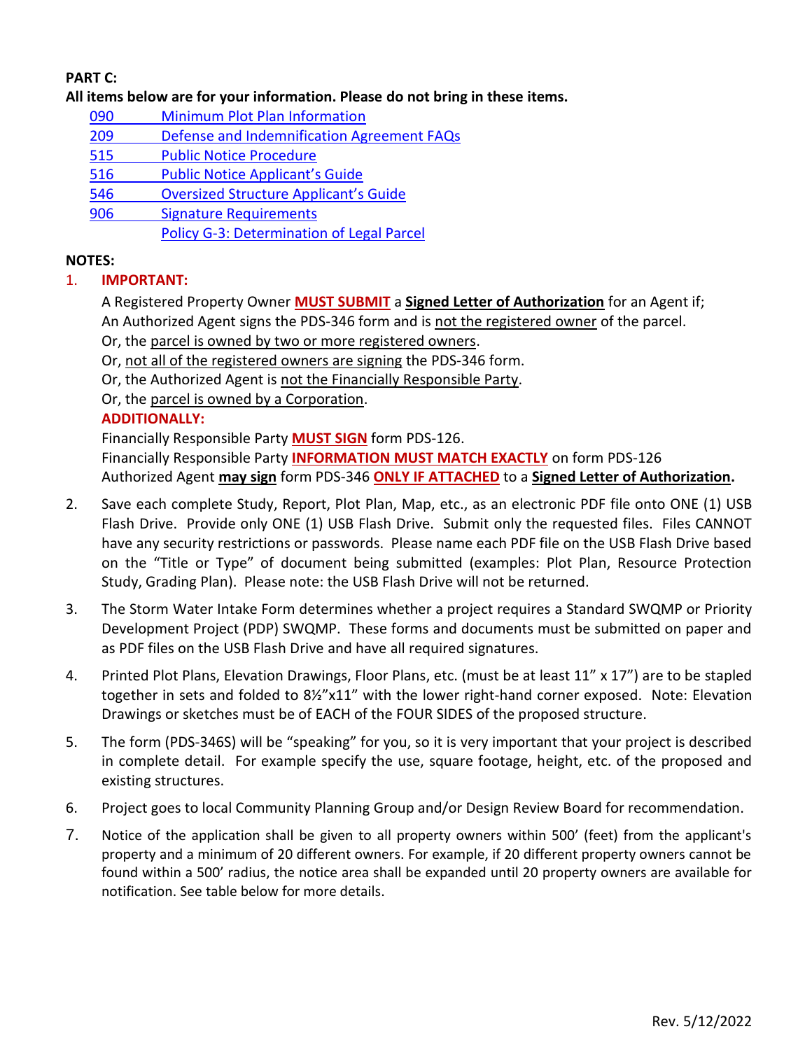**PART C:**

**All items below are for your information. Please do not bring in these items.**

- 090 Minimum Plot Plan Information
- 209 Defense and Indemnification Agreement FAQs
- 515 Public Notice Procedure
- 516 Public Notice Applicant's Guide
- 546 Oversized Structure Applicant's Guide
- 906 Signature Requirements
- Policy G-3: Determination of Legal Parcel

**NOTES:**

1. **IMPORTANT:**

   A Registered Property Owner **MUST SUBMIT** a **Signed Letter of Authorization** for an Agent if;
   An Authorized Agent signs the PDS-346 form and is not the registered owner of the parcel.
   Or, the parcel is owned by two or more registered owners.
   Or, not all of the registered owners are signing the PDS-346 form.
   Or, the Authorized Agent is not the Financially Responsible Party.
   Or, the parcel is owned by a Corporation.

   **ADDITIONALLY:**

   Financially Responsible Party **MUST SIGN** form PDS-126.
   Financially Responsible Party **INFORMATION MUST MATCH EXACTLY** on form PDS-126
   Authorized Agent **may sign** form PDS-346 **ONLY IF ATTACHED** to a **Signed Letter of Authorization.**

2. Save each complete Study, Report, Plot Plan, Map, etc., as an electronic PDF file onto ONE (1) USB Flash Drive. Provide only ONE (1) USB Flash Drive. Submit only the requested files. Files CANNOT have any security restrictions or passwords. Please name each PDF file on the USB Flash Drive based on the "Title or Type" of document being submitted (examples: Plot Plan, Resource Protection Study, Grading Plan). Please note: the USB Flash Drive will not be returned.

3. The Storm Water Intake Form determines whether a project requires a Standard SWQMP or Priority Development Project (PDP) SWQMP. These forms and documents must be submitted on paper and as PDF files on the USB Flash Drive and have all required signatures.

4. Printed Plot Plans, Elevation Drawings, Floor Plans, etc. (must be at least 11" x 17") are to be stapled together in sets and folded to 8½"x11" with the lower right-hand corner exposed. Note: Elevation Drawings or sketches must be of EACH of the FOUR SIDES of the proposed structure.

5. The form (PDS-346S) will be "speaking" for you, so it is very important that your project is described in complete detail. For example specify the use, square footage, height, etc. of the proposed and existing structures.

6. Project goes to local Community Planning Group and/or Design Review Board for recommendation.

7. Notice of the application shall be given to all property owners within 500' (feet) from the applicant's property and a minimum of 20 different owners. For example, if 20 different property owners cannot be found within a 500' radius, the notice area shall be expanded until 20 property owners are available for notification. See table below for more details.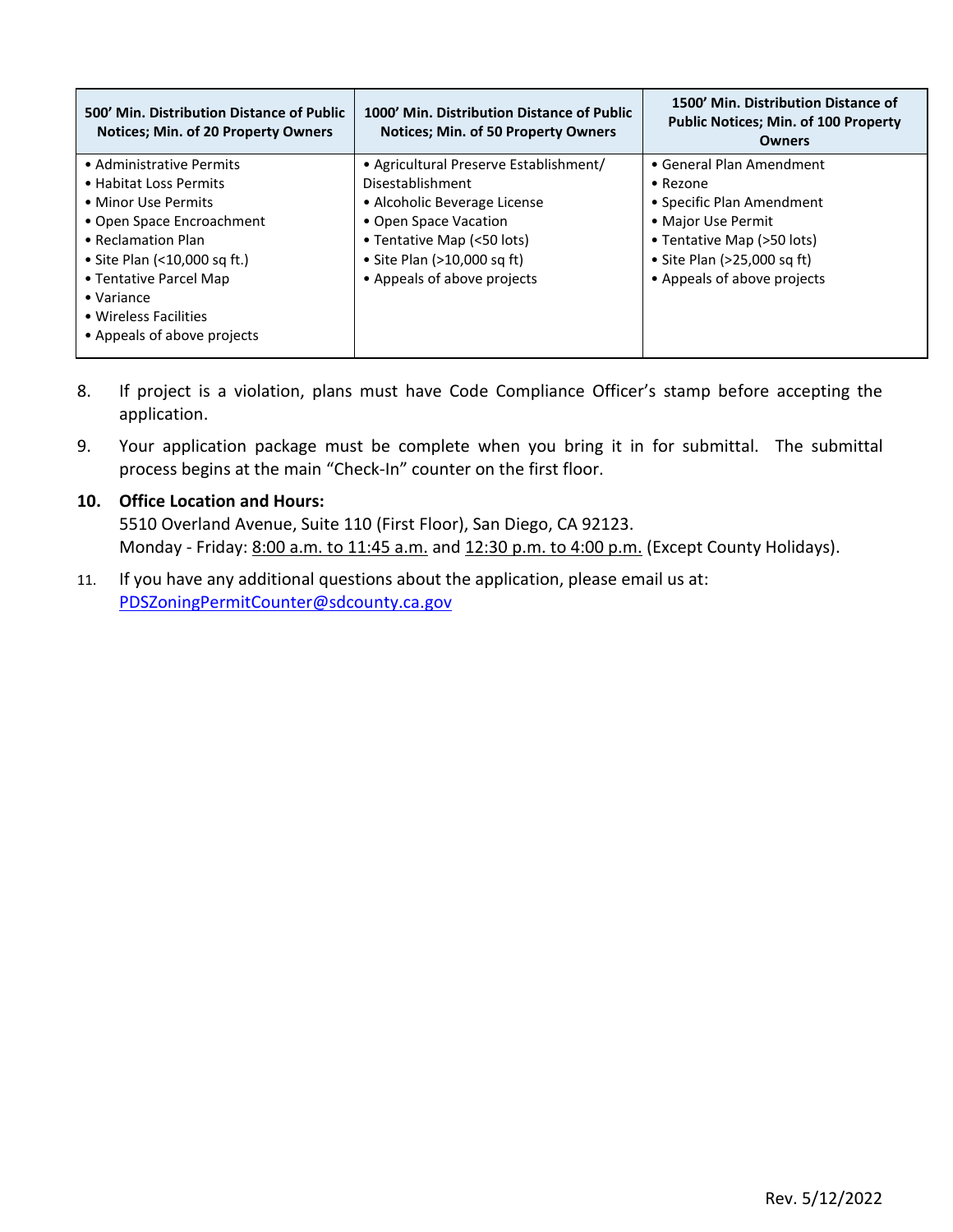| 500' Min. Distribution Distance of Public Notices; Min. of 20 Property Owners | 1000' Min. Distribution Distance of Public Notices; Min. of 50 Property Owners | 1500' Min. Distribution Distance of Public Notices; Min. of 100 Property Owners |
|---|---|---|
| • Administrative Permits<br>• Habitat Loss Permits<br>• Minor Use Permits<br>• Open Space Encroachment<br>• Reclamation Plan<br>• Site Plan (<10,000 sq ft.)<br>• Tentative Parcel Map<br>• Variance<br>• Wireless Facilities<br>• Appeals of above projects | • Agricultural Preserve Establishment/ Disestablishment<br>• Alcoholic Beverage License<br>• Open Space Vacation<br>• Tentative Map (<50 lots)<br>• Site Plan (>10,000 sq ft)<br>• Appeals of above projects | • General Plan Amendment<br>• Rezone<br>• Specific Plan Amendment<br>• Major Use Permit<br>• Tentative Map (>50 lots)<br>• Site Plan (>25,000 sq ft)<br>• Appeals of above projects |

8. If project is a violation, plans must have Code Compliance Officer's stamp before accepting the application.

9. Your application package must be complete when you bring it in for submittal. The submittal process begins at the main "Check-In" counter on the first floor.

10. **Office Location and Hours:**
    5510 Overland Avenue, Suite 110 (First Floor), San Diego, CA 92123.
    Monday - Friday: 8:00 a.m. to 11:45 a.m. and 12:30 p.m. to 4:00 p.m. (Except County Holidays).

11. If you have any additional questions about the application, please email us at: PDSZoningPermitCounter@sdcounty.ca.gov

Rev. 5/12/2022